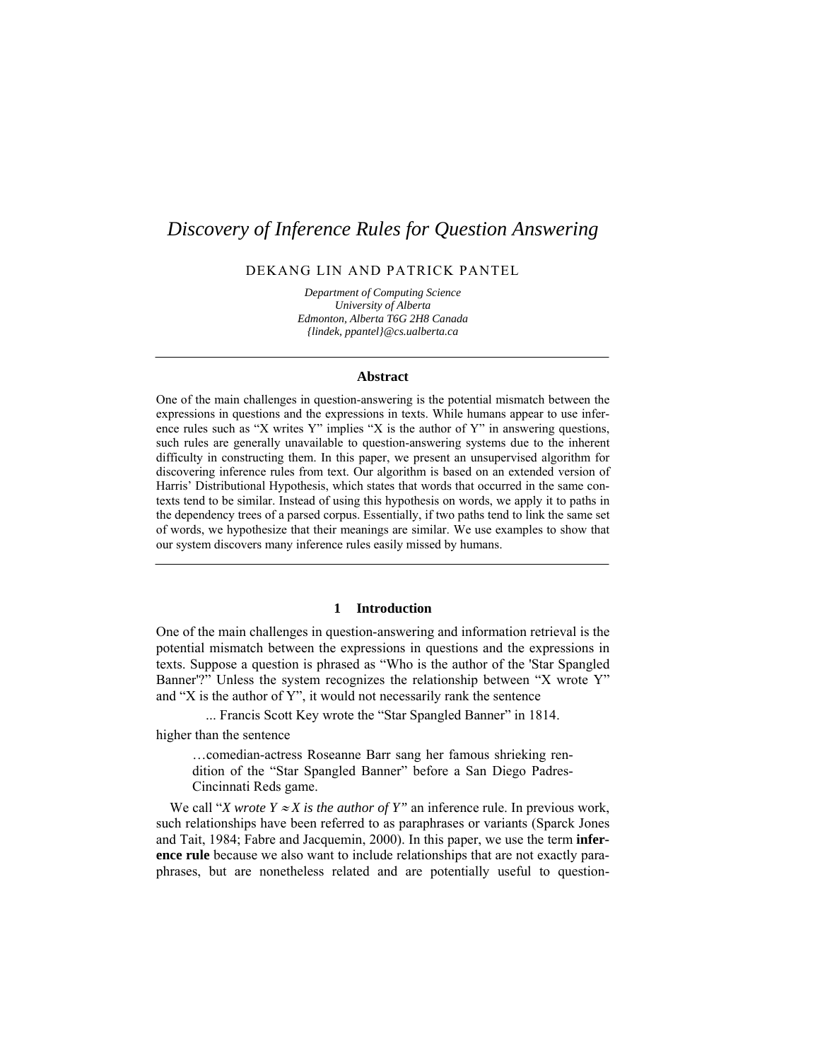# Discovery of Inference Rules for Question Answering

DEKANG LIN AND PATRICK PANTEL

*Department of Computing Science*
*University of Alberta*
*Edmonton, Alberta T6G 2H8 Canada*
*{lindek, ppantel}@cs.ualberta.ca*

---

### Abstract

One of the main challenges in question-answering is the potential mismatch between the expressions in questions and the expressions in texts. While humans appear to use inference rules such as "X writes Y" implies "X is the author of Y" in answering questions, such rules are generally unavailable to question-answering systems due to the inherent difficulty in constructing them. In this paper, we present an unsupervised algorithm for discovering inference rules from text. Our algorithm is based on an extended version of Harris' Distributional Hypothesis, which states that words that occurred in the same contexts tend to be similar. Instead of using this hypothesis on words, we apply it to paths in the dependency trees of a parsed corpus. Essentially, if two paths tend to link the same set of words, we hypothesize that their meanings are similar. We use examples to show that our system discovers many inference rules easily missed by humans.

---

## 1 Introduction

One of the main challenges in question-answering and information retrieval is the potential mismatch between the expressions in questions and the expressions in texts. Suppose a question is phrased as "Who is the author of the 'Star Spangled Banner'?" Unless the system recognizes the relationship between "X wrote Y" and "X is the author of Y", it would not necessarily rank the sentence

> ... Francis Scott Key wrote the "Star Spangled Banner" in 1814.

higher than the sentence

> …comedian-actress Roseanne Barr sang her famous shrieking rendition of the "Star Spangled Banner" before a San Diego Padres-Cincinnati Reds game.

We call "*X wrote Y* $\approx$ *X is the author of Y*" an inference rule. In previous work, such relationships have been referred to as paraphrases or variants (Sparck Jones and Tait, 1984; Fabre and Jacquemin, 2000). In this paper, we use the term **inference rule** because we also want to include relationships that are not exactly paraphrases, but are nonetheless related and are potentially useful to question-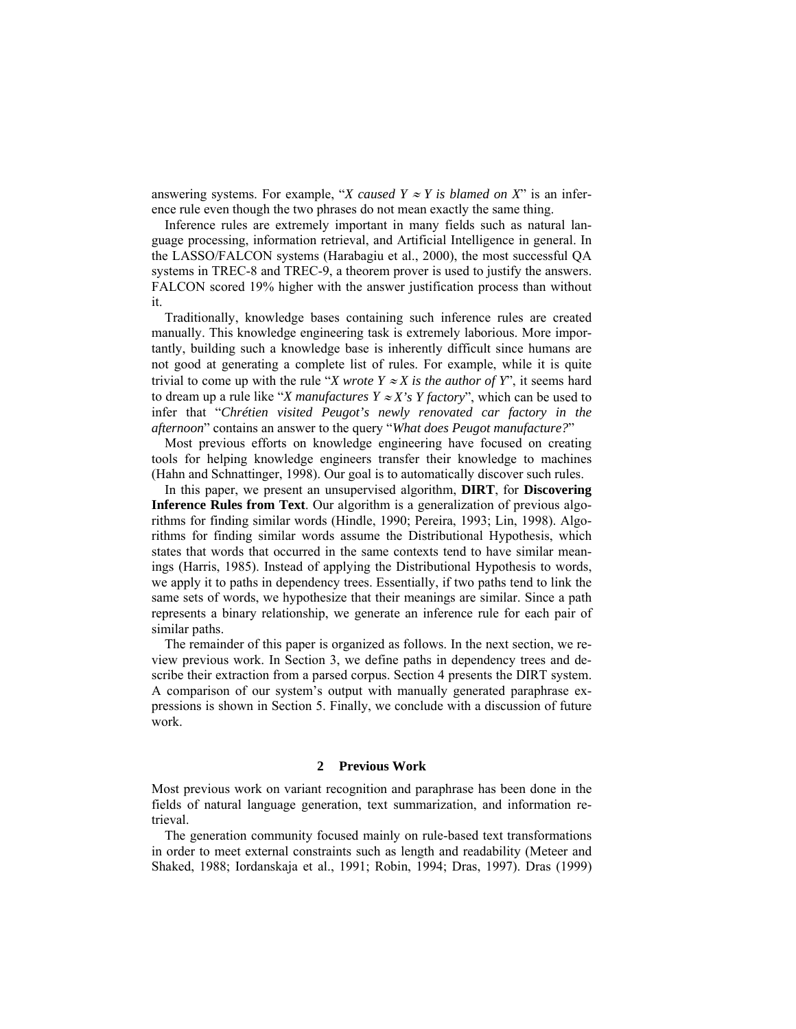answering systems. For example, "*X caused Y* ≈ *Y is blamed on X*" is an inference rule even though the two phrases do not mean exactly the same thing.

Inference rules are extremely important in many fields such as natural language processing, information retrieval, and Artificial Intelligence in general. In the LASSO/FALCON systems (Harabagiu et al., 2000), the most successful QA systems in TREC-8 and TREC-9, a theorem prover is used to justify the answers. FALCON scored 19% higher with the answer justification process than without it.

Traditionally, knowledge bases containing such inference rules are created manually. This knowledge engineering task is extremely laborious. More importantly, building such a knowledge base is inherently difficult since humans are not good at generating a complete list of rules. For example, while it is quite trivial to come up with the rule "*X wrote Y* ≈ *X is the author of Y*", it seems hard to dream up a rule like "*X manufactures Y* ≈ *X's Y factory*", which can be used to infer that "*Chrétien visited Peugot's newly renovated car factory in the afternoon*" contains an answer to the query "*What does Peugot manufacture?*"

Most previous efforts on knowledge engineering have focused on creating tools for helping knowledge engineers transfer their knowledge to machines (Hahn and Schnattinger, 1998). Our goal is to automatically discover such rules.

In this paper, we present an unsupervised algorithm, **DIRT**, for **Discovering Inference Rules from Text**. Our algorithm is a generalization of previous algorithms for finding similar words (Hindle, 1990; Pereira, 1993; Lin, 1998). Algorithms for finding similar words assume the Distributional Hypothesis, which states that words that occurred in the same contexts tend to have similar meanings (Harris, 1985). Instead of applying the Distributional Hypothesis to words, we apply it to paths in dependency trees. Essentially, if two paths tend to link the same sets of words, we hypothesize that their meanings are similar. Since a path represents a binary relationship, we generate an inference rule for each pair of similar paths.

The remainder of this paper is organized as follows. In the next section, we review previous work. In Section 3, we define paths in dependency trees and describe their extraction from a parsed corpus. Section 4 presents the DIRT system. A comparison of our system's output with manually generated paraphrase expressions is shown in Section 5. Finally, we conclude with a discussion of future work.

## 2 Previous Work

Most previous work on variant recognition and paraphrase has been done in the fields of natural language generation, text summarization, and information retrieval.

The generation community focused mainly on rule-based text transformations in order to meet external constraints such as length and readability (Meteer and Shaked, 1988; Iordanskaja et al., 1991; Robin, 1994; Dras, 1997). Dras (1999)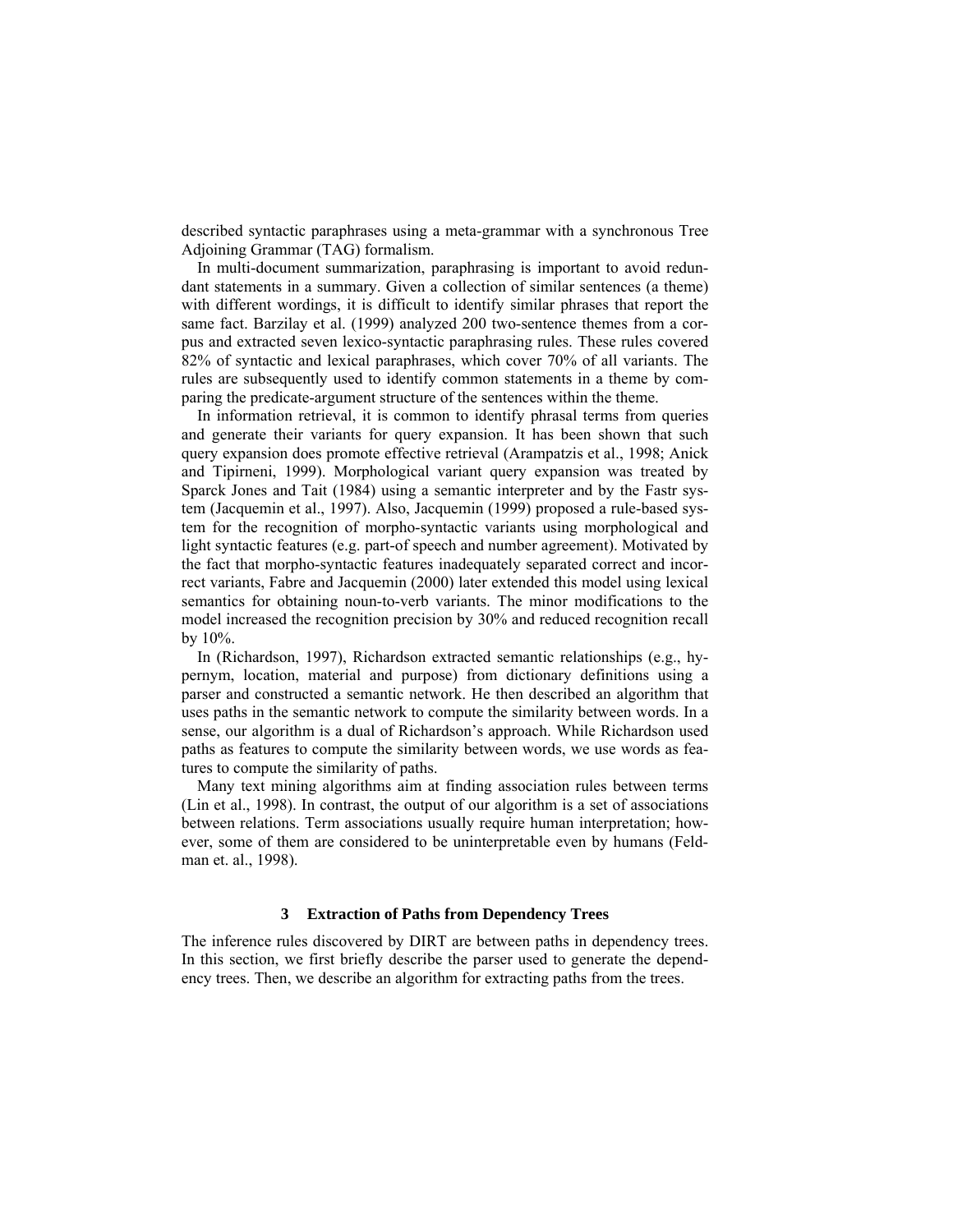described syntactic paraphrases using a meta-grammar with a synchronous Tree Adjoining Grammar (TAG) formalism.

In multi-document summarization, paraphrasing is important to avoid redundant statements in a summary. Given a collection of similar sentences (a theme) with different wordings, it is difficult to identify similar phrases that report the same fact. Barzilay et al. (1999) analyzed 200 two-sentence themes from a corpus and extracted seven lexico-syntactic paraphrasing rules. These rules covered 82% of syntactic and lexical paraphrases, which cover 70% of all variants. The rules are subsequently used to identify common statements in a theme by comparing the predicate-argument structure of the sentences within the theme.

In information retrieval, it is common to identify phrasal terms from queries and generate their variants for query expansion. It has been shown that such query expansion does promote effective retrieval (Arampatzis et al., 1998; Anick and Tipirneni, 1999). Morphological variant query expansion was treated by Sparck Jones and Tait (1984) using a semantic interpreter and by the Fastr system (Jacquemin et al., 1997). Also, Jacquemin (1999) proposed a rule-based system for the recognition of morpho-syntactic variants using morphological and light syntactic features (e.g. part-of speech and number agreement). Motivated by the fact that morpho-syntactic features inadequately separated correct and incorrect variants, Fabre and Jacquemin (2000) later extended this model using lexical semantics for obtaining noun-to-verb variants. The minor modifications to the model increased the recognition precision by 30% and reduced recognition recall by 10%.

In (Richardson, 1997), Richardson extracted semantic relationships (e.g., hypernym, location, material and purpose) from dictionary definitions using a parser and constructed a semantic network. He then described an algorithm that uses paths in the semantic network to compute the similarity between words. In a sense, our algorithm is a dual of Richardson's approach. While Richardson used paths as features to compute the similarity between words, we use words as features to compute the similarity of paths.

Many text mining algorithms aim at finding association rules between terms (Lin et al., 1998). In contrast, the output of our algorithm is a set of associations between relations. Term associations usually require human interpretation; however, some of them are considered to be uninterpretable even by humans (Feldman et. al., 1998).

## 3 Extraction of Paths from Dependency Trees

The inference rules discovered by DIRT are between paths in dependency trees. In this section, we first briefly describe the parser used to generate the dependency trees. Then, we describe an algorithm for extracting paths from the trees.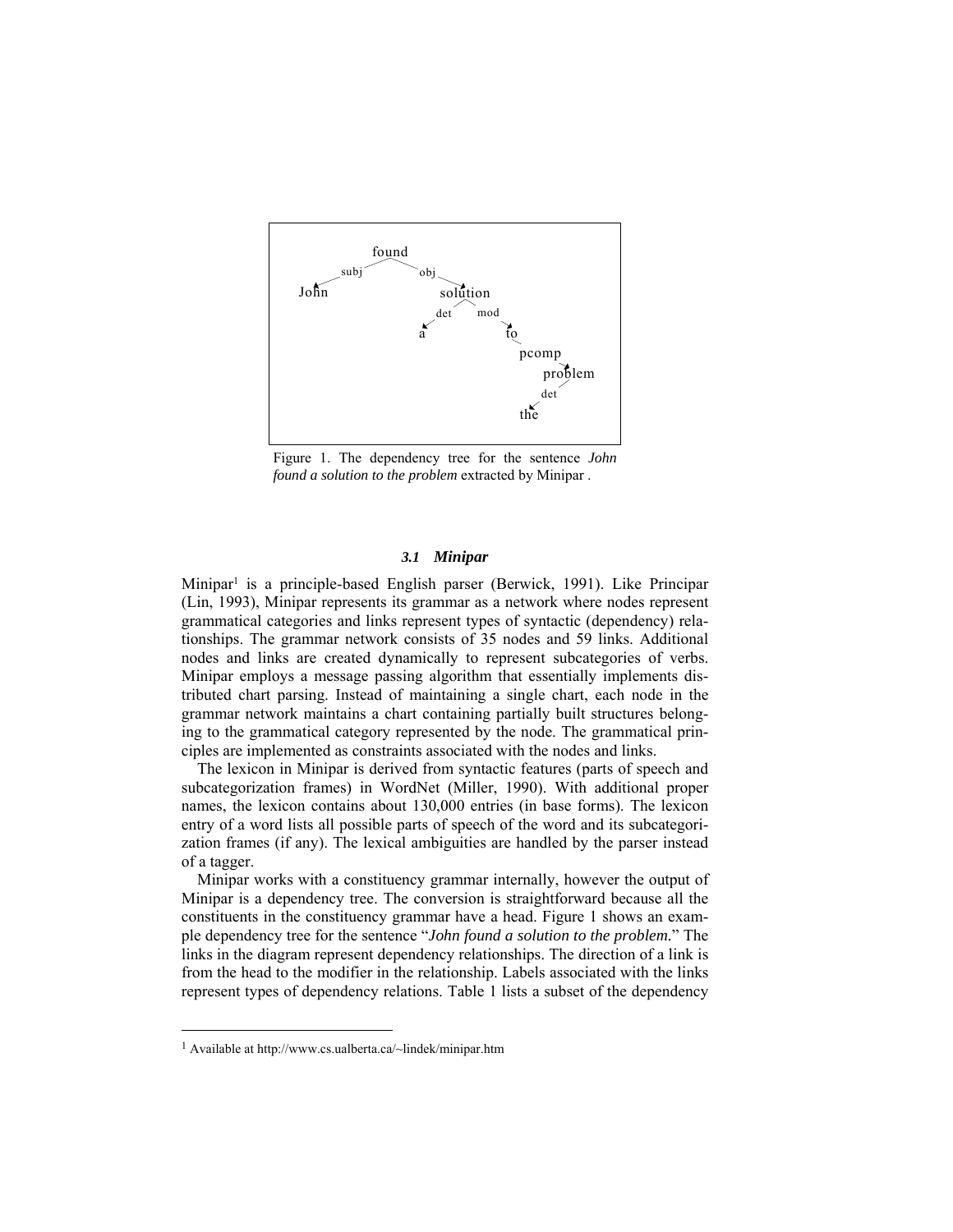Figure 1. The dependency tree for the sentence *John found a solution to the problem* extracted by Minipar .

### *3.1 Minipar*

Minipar[1] is a principle-based English parser (Berwick, 1991). Like Principar (Lin, 1993), Minipar represents its grammar as a network where nodes represent grammatical categories and links represent types of syntactic (dependency) relationships. The grammar network consists of 35 nodes and 59 links. Additional nodes and links are created dynamically to represent subcategories of verbs. Minipar employs a message passing algorithm that essentially implements distributed chart parsing. Instead of maintaining a single chart, each node in the grammar network maintains a chart containing partially built structures belonging to the grammatical category represented by the node. The grammatical principles are implemented as constraints associated with the nodes and links.

The lexicon in Minipar is derived from syntactic features (parts of speech and subcategorization frames) in WordNet (Miller, 1990). With additional proper names, the lexicon contains about 130,000 entries (in base forms). The lexicon entry of a word lists all possible parts of speech of the word and its subcategorization frames (if any). The lexical ambiguities are handled by the parser instead of a tagger.

Minipar works with a constituency grammar internally, however the output of Minipar is a dependency tree. The conversion is straightforward because all the constituents in the constituency grammar have a head. Figure 1 shows an example dependency tree for the sentence "*John found a solution to the problem.*" The links in the diagram represent dependency relationships. The direction of a link is from the head to the modifier in the relationship. Labels associated with the links represent types of dependency relations. Table 1 lists a subset of the dependency

[1] Available at http://www.cs.ualberta.ca/~lindek/minipar.htm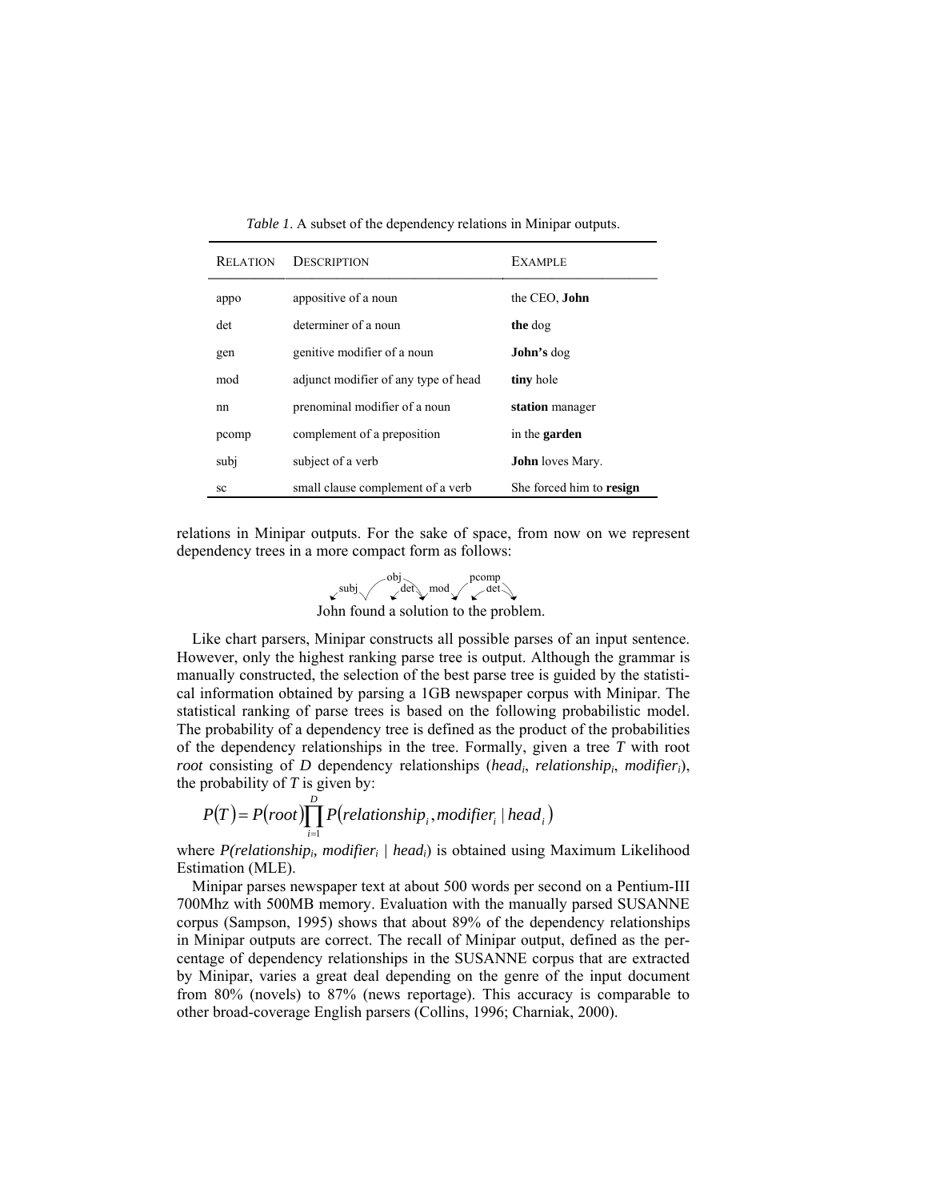*Table 1*. A subset of the dependency relations in Minipar outputs.

| RELATION | DESCRIPTION | EXAMPLE |
|---|---|---|
| appo | appositive of a noun | the CEO, **John** |
| det | determiner of a noun | **the** dog |
| gen | genitive modifier of a noun | **John's** dog |
| mod | adjunct modifier of any type of head | **tiny** hole |
| nn | prenominal modifier of a noun | **station** manager |
| pcomp | complement of a preposition | in the **garden** |
| subj | subject of a verb | **John** loves Mary. |
| sc | small clause complement of a verb | She forced him to **resign** |

relations in Minipar outputs. For the sake of space, from now on we represent dependency trees in a more compact form as follows:

```
      subj    obj   det   mod    pcomp  det
John found a solution to the problem.
```

Like chart parsers, Minipar constructs all possible parses of an input sentence. However, only the highest ranking parse tree is output. Although the grammar is manually constructed, the selection of the best parse tree is guided by the statistical information obtained by parsing a 1GB newspaper corpus with Minipar. The statistical ranking of parse trees is based on the following probabilistic model. The probability of a dependency tree is defined as the product of the probabilities of the dependency relationships in the tree. Formally, given a tree *T* with root *root* consisting of *D* dependency relationships ($head_i$, $relationship_i$, $modifier_i$), the probability of *T* is given by:

$$P(T) = P(root)\prod_{i=1}^{D} P(relationship_i, modifier_i \mid head_i)$$

where $P(relationship_i, modifier_i \mid head_i)$ is obtained using Maximum Likelihood Estimation (MLE).

Minipar parses newspaper text at about 500 words per second on a Pentium-III 700Mhz with 500MB memory. Evaluation with the manually parsed SUSANNE corpus (Sampson, 1995) shows that about 89% of the dependency relationships in Minipar outputs are correct. The recall of Minipar output, defined as the percentage of dependency relationships in the SUSANNE corpus that are extracted by Minipar, varies a great deal depending on the genre of the input document from 80% (novels) to 87% (news reportage). This accuracy is comparable to other broad-coverage English parsers (Collins, 1996; Charniak, 2000).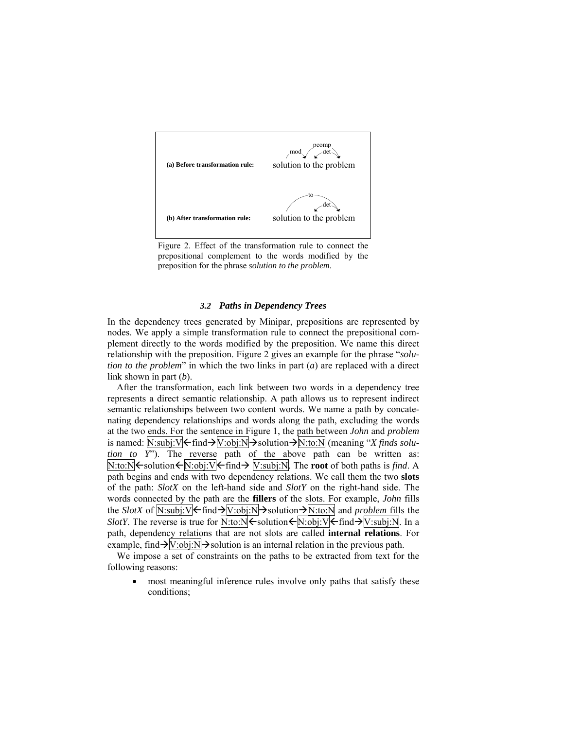(a) Before transformation rule:

pcomp

mod

det

solution to the problem

(b) After transformation rule:

to

det

solution to the problem

Figure 2. Effect of the transformation rule to connect the prepositional complement to the words modified by the preposition for the phrase *solution to the problem*.

### *3.2 Paths in Dependency Trees*

In the dependency trees generated by Minipar, prepositions are represented by nodes. We apply a simple transformation rule to connect the prepositional complement directly to the words modified by the preposition. We name this direct relationship with the preposition. Figure 2 gives an example for the phrase "*solution to the problem*" in which the two links in part (*a*) are replaced with a direct link shown in part (*b*).

After the transformation, each link between two words in a dependency tree represents a direct semantic relationship. A path allows us to represent indirect semantic relationships between two content words. We name a path by concatenating dependency relationships and words along the path, excluding the words at the two ends. For the sentence in Figure 1, the path between *John* and *problem* is named: N:subj:V←find→V:obj:N→solution→N:to:N (meaning "*X finds solution to Y*"). The reverse path of the above path can be written as: N:to:N←solution←N:obj:V←find→ V:subj:N. The **root** of both paths is *find*. A path begins and ends with two dependency relations. We call them the two **slots** of the path: *SlotX* on the left-hand side and *SlotY* on the right-hand side. The words connected by the path are the **fillers** of the slots. For example, *John* fills the *SlotX* of N:subj:V←find→V:obj:N→solution→N:to:N and *problem* fills the *SlotY*. The reverse is true for N:to:N←solution←N:obj:V←find→V:subj:N. In a path, dependency relations that are not slots are called **internal relations**. For example, find→V:obj:N→solution is an internal relation in the previous path.

We impose a set of constraints on the paths to be extracted from text for the following reasons:

- most meaningful inference rules involve only paths that satisfy these conditions;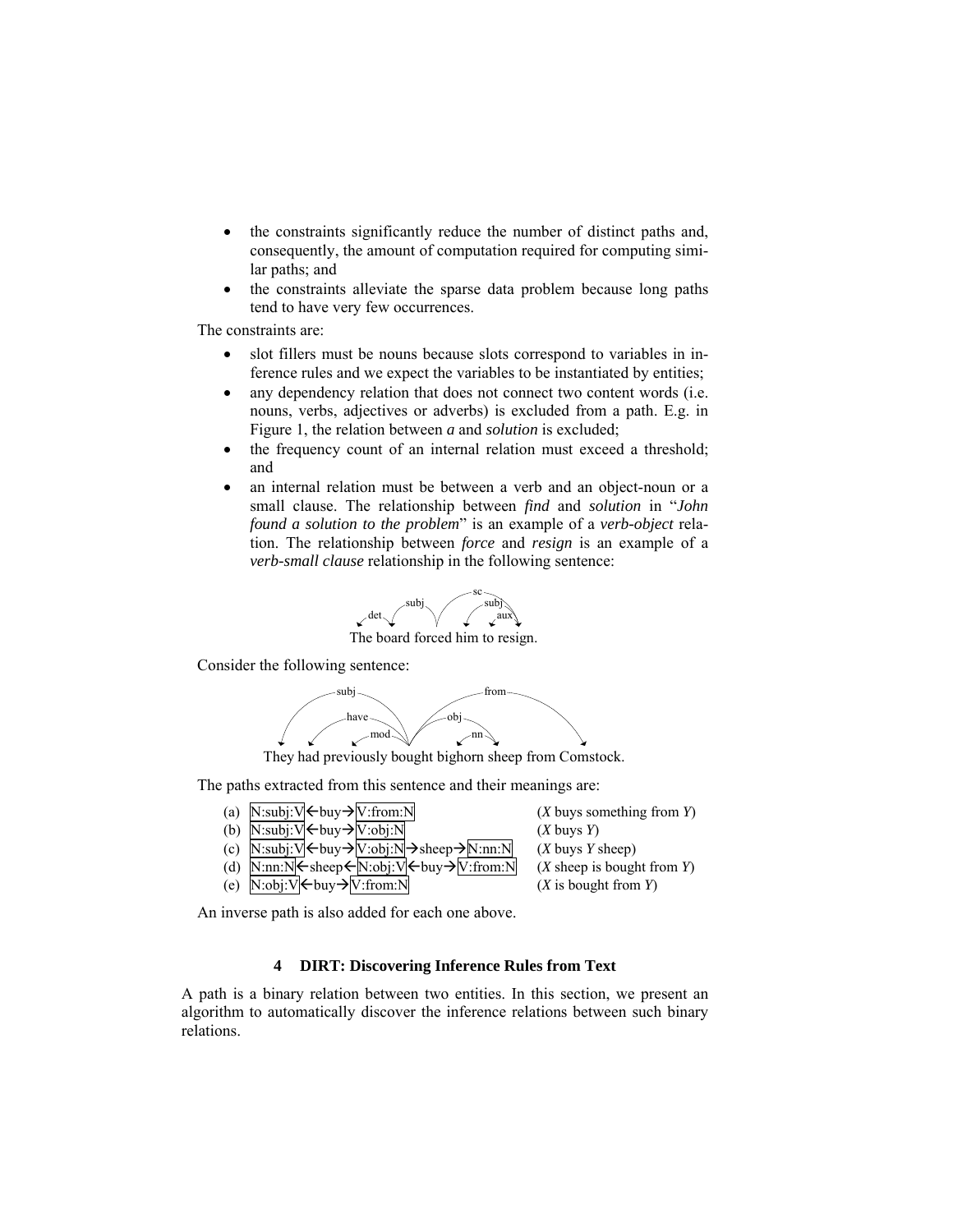- the constraints significantly reduce the number of distinct paths and, consequently, the amount of computation required for computing similar paths; and
- the constraints alleviate the sparse data problem because long paths tend to have very few occurrences.

The constraints are:

- slot fillers must be nouns because slots correspond to variables in inference rules and we expect the variables to be instantiated by entities;
- any dependency relation that does not connect two content words (i.e. nouns, verbs, adjectives or adverbs) is excluded from a path. E.g. in Figure 1, the relation between *a* and *solution* is excluded;
- the frequency count of an internal relation must exceed a threshold; and
- an internal relation must be between a verb and an object-noun or a small clause. The relationship between *find* and *solution* in "*John found a solution to the problem*" is an example of a *verb-object* relation. The relationship between *force* and *resign* is an example of a *verb-small clause* relationship in the following sentence:

The board forced him to resign.

Consider the following sentence:

They had previously bought bighorn sheep from Comstock.

The paths extracted from this sentence and their meanings are:

(a) N:subj:V←buy→V:from:N (*X* buys something from *Y*)
(b) N:subj:V←buy→V:obj:N (*X* buys *Y*)
(c) N:subj:V←buy→V:obj:N→sheep→N:nn:N (*X* buys *Y* sheep)
(d) N:nn:N←sheep←N:obj:V←buy→V:from:N (*X* sheep is bought from *Y*)
(e) N:obj:V←buy→V:from:N (*X* is bought from *Y*)

An inverse path is also added for each one above.

## 4 DIRT: Discovering Inference Rules from Text

A path is a binary relation between two entities. In this section, we present an algorithm to automatically discover the inference relations between such binary relations.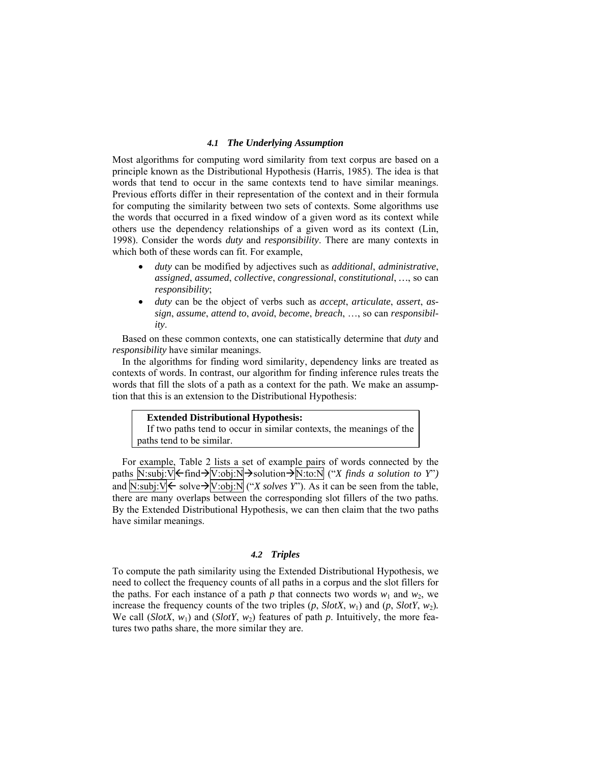### *4.1 The Underlying Assumption*

Most algorithms for computing word similarity from text corpus are based on a principle known as the Distributional Hypothesis (Harris, 1985). The idea is that words that tend to occur in the same contexts tend to have similar meanings. Previous efforts differ in their representation of the context and in their formula for computing the similarity between two sets of contexts. Some algorithms use the words that occurred in a fixed window of a given word as its context while others use the dependency relationships of a given word as its context (Lin, 1998). Consider the words *duty* and *responsibility*. There are many contexts in which both of these words can fit. For example,

- *duty* can be modified by adjectives such as *additional*, *administrative*, *assigned*, *assumed*, *collective*, *congressional*, *constitutional*, …, so can *responsibility*;
- *duty* can be the object of verbs such as *accept*, *articulate*, *assert*, *assign*, *assume*, *attend to*, *avoid*, *become*, *breach*, …, so can *responsibility*.

Based on these common contexts, one can statistically determine that *duty* and *responsibility* have similar meanings.

In the algorithms for finding word similarity, dependency links are treated as contexts of words. In contrast, our algorithm for finding inference rules treats the words that fill the slots of a path as a context for the path. We make an assumption that this is an extension to the Distributional Hypothesis:

> **Extended Distributional Hypothesis:**
> If two paths tend to occur in similar contexts, the meanings of the paths tend to be similar.

For example, Table 2 lists a set of example pairs of words connected by the paths N:subj:V←find→V:obj:N→solution→N:to:N ("*X finds a solution to Y*") and N:subj:V← solve→V:obj:N ("*X solves Y*"). As it can be seen from the table, there are many overlaps between the corresponding slot fillers of the two paths. By the Extended Distributional Hypothesis, we can then claim that the two paths have similar meanings.

### *4.2 Triples*

To compute the path similarity using the Extended Distributional Hypothesis, we need to collect the frequency counts of all paths in a corpus and the slot fillers for the paths. For each instance of a path $p$ that connects two words $w_1$ and $w_2$, we increase the frequency counts of the two triples ($p$, *SlotX*, $w_1$) and ($p$, *SlotY*, $w_2$). We call (*SlotX*, $w_1$) and (*SlotY*, $w_2$) features of path $p$. Intuitively, the more features two paths share, the more similar they are.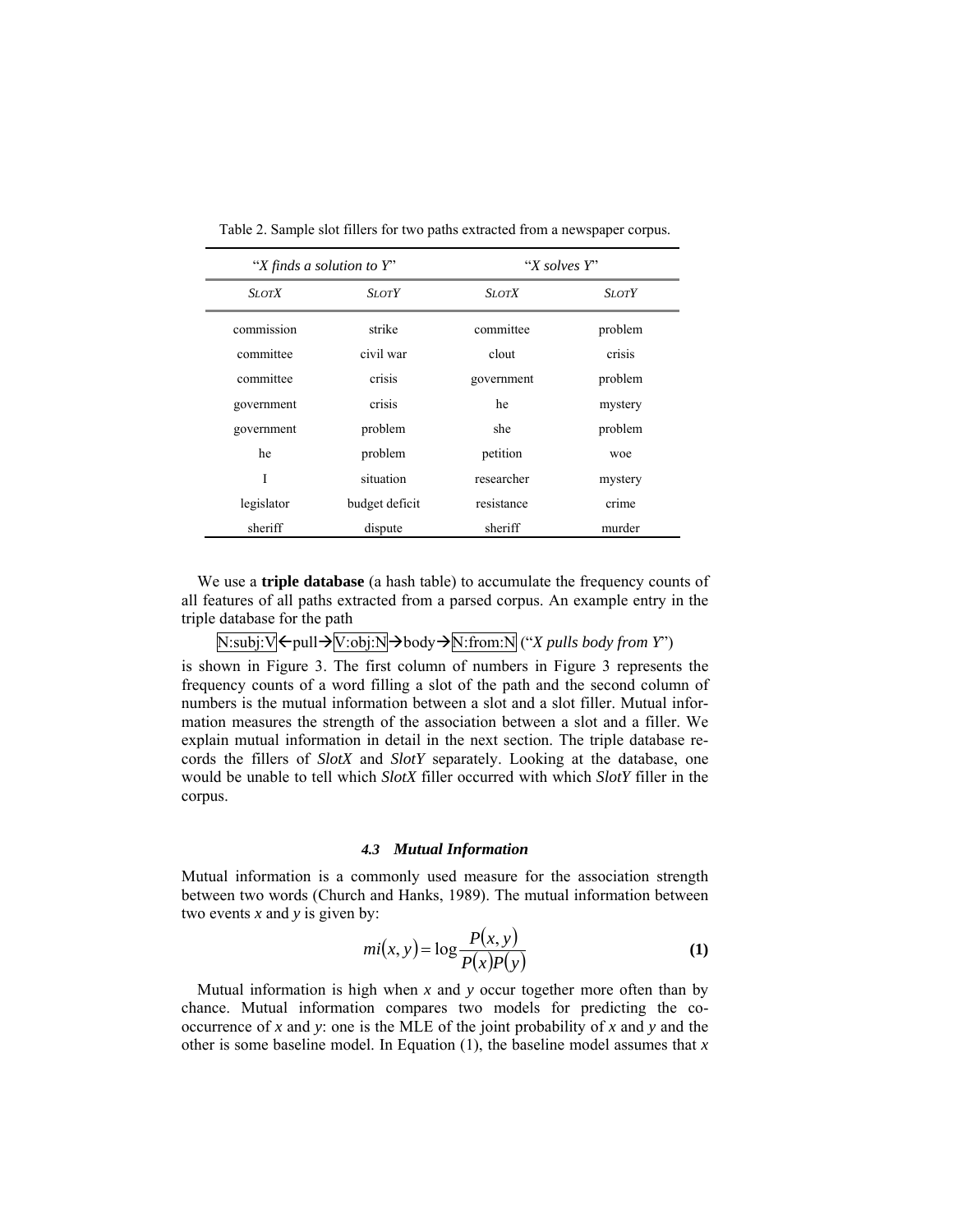Table 2. Sample slot fillers for two paths extracted from a newspaper corpus.

| "*X finds a solution to Y*" | | "*X solves Y*" | |
|---|---|---|---|
| *SlotX* | *SlotY* | *SlotX* | *SlotY* |
| commission | strike | committee | problem |
| committee | civil war | clout | crisis |
| committee | crisis | government | problem |
| government | crisis | he | mystery |
| government | problem | she | problem |
| he | problem | petition | woe |
| I | situation | researcher | mystery |
| legislator | budget deficit | resistance | crime |
| sheriff | dispute | sheriff | murder |

We use a **triple database** (a hash table) to accumulate the frequency counts of all features of all paths extracted from a parsed corpus. An example entry in the triple database for the path

N:subj:V←pull→V:obj:N→body→N:from:N ("*X pulls body from Y*")

is shown in Figure 3. The first column of numbers in Figure 3 represents the frequency counts of a word filling a slot of the path and the second column of numbers is the mutual information between a slot and a slot filler. Mutual information measures the strength of the association between a slot and a filler. We explain mutual information in detail in the next section. The triple database records the fillers of *SlotX* and *SlotY* separately. Looking at the database, one would be unable to tell which *SlotX* filler occurred with which *SlotY* filler in the corpus.

#### *4.3 Mutual Information*

Mutual information is a commonly used measure for the association strength between two words (Church and Hanks, 1989). The mutual information between two events *x* and *y* is given by:

$$mi(x, y) = \log \frac{P(x, y)}{P(x)P(y)} \qquad \textbf{(1)}$$

Mutual information is high when *x* and *y* occur together more often than by chance. Mutual information compares two models for predicting the co-occurrence of *x* and *y*: one is the MLE of the joint probability of *x* and *y* and the other is some baseline model. In Equation (1), the baseline model assumes that *x*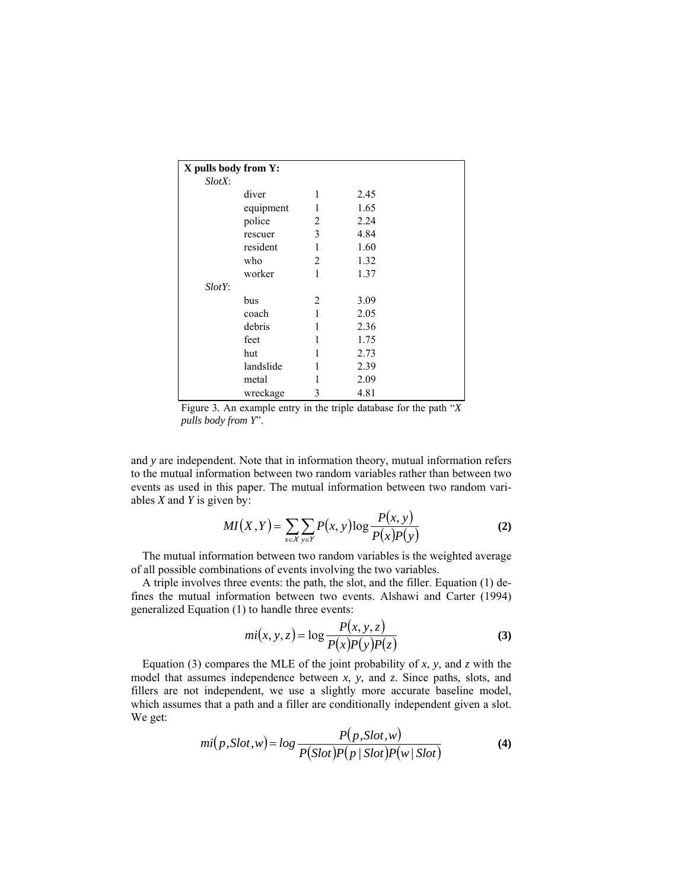| **X pulls body from Y:** | | | |
|---|---|---|---|
| *SlotX*: | | | |
| | diver | 1 | 2.45 |
| | equipment | 1 | 1.65 |
| | police | 2 | 2.24 |
| | rescuer | 3 | 4.84 |
| | resident | 1 | 1.60 |
| | who | 2 | 1.32 |
| | worker | 1 | 1.37 |
| *SlotY*: | | | |
| | bus | 2 | 3.09 |
| | coach | 1 | 2.05 |
| | debris | 1 | 2.36 |
| | feet | 1 | 1.75 |
| | hut | 1 | 2.73 |
| | landslide | 1 | 2.39 |
| | metal | 1 | 2.09 |
| | wreckage | 3 | 4.81 |

Figure 3. An example entry in the triple database for the path "*X pulls body from Y*".

and $y$ are independent. Note that in information theory, mutual information refers to the mutual information between two random variables rather than between two events as used in this paper. The mutual information between two random variables $X$ and $Y$ is given by:

$$MI(X,Y) = \sum_{x \in X} \sum_{y \in Y} P(x,y) \log \frac{P(x,y)}{P(x)P(y)} \tag{2}$$

The mutual information between two random variables is the weighted average of all possible combinations of events involving the two variables.

A triple involves three events: the path, the slot, and the filler. Equation (1) defines the mutual information between two events. Alshawi and Carter (1994) generalized Equation (1) to handle three events:

$$mi(x,y,z) = \log \frac{P(x,y,z)}{P(x)P(y)P(z)} \tag{3}$$

Equation (3) compares the MLE of the joint probability of $x$, $y$, and $z$ with the model that assumes independence between $x$, $y$, and $z$. Since paths, slots, and fillers are not independent, we use a slightly more accurate baseline model, which assumes that a path and a filler are conditionally independent given a slot. We get:

$$mi(p,Slot,w) = log \frac{P(p,Slot,w)}{P(Slot)P(p \mid Slot)P(w \mid Slot)} \tag{4}$$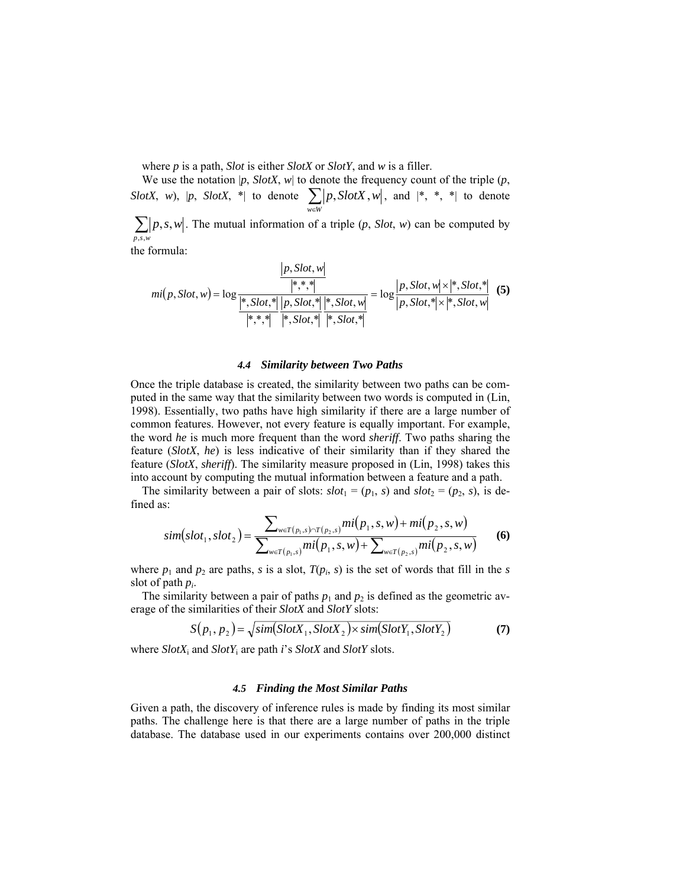where *p* is a path, *Slot* is either *SlotX* or *SlotY*, and *w* is a filler.

We use the notation |*p*, *SlotX*, *w*| to denote the frequency count of the triple (*p*, *SlotX*, *w*), |*p*, *SlotX*, *| to denote $\sum_{w \in W} |p, SlotX, w|$, and |*, *, *| to denote $\sum_{p,s,w} |p, s, w|$. The mutual information of a triple (*p*, *Slot*, *w*) can be computed by the formula:

$$mi(p, Slot, w) = \log \frac{\frac{|p, Slot, w|}{|*,*,*|}}{\frac{|*, Slot, *|}{|*,*,*|} \frac{|p, Slot, *|}{|*, Slot, *|} \frac{|*, Slot, w|}{|*, Slot, *|}} = \log \frac{|p, Slot, w| \times |*, Slot, *|}{|p, Slot, *| \times |*, Slot, w|} \quad \textbf{(5)}$$

### 4.4 Similarity between Two Paths

Once the triple database is created, the similarity between two paths can be computed in the same way that the similarity between two words is computed in (Lin, 1998). Essentially, two paths have high similarity if there are a large number of common features. However, not every feature is equally important. For example, the word *he* is much more frequent than the word *sheriff*. Two paths sharing the feature (*SlotX*, *he*) is less indicative of their similarity than if they shared the feature (*SlotX*, *sheriff*). The similarity measure proposed in (Lin, 1998) takes this into account by computing the mutual information between a feature and a path.

The similarity between a pair of slots: $slot_1 = (p_1, s)$ and $slot_2 = (p_2, s)$, is defined as:

$$sim(slot_1, slot_2) = \frac{\sum_{w \in T(p_1,s) \cap T(p_2,s)} mi(p_1, s, w) + mi(p_2, s, w)}{\sum_{w \in T(p_1,s)} mi(p_1, s, w) + \sum_{w \in T(p_2,s)} mi(p_2, s, w)} \quad \textbf{(6)}$$

where $p_1$ and $p_2$ are paths, *s* is a slot, $T(p_i, s)$ is the set of words that fill in the *s* slot of path $p_i$.

The similarity between a pair of paths $p_1$ and $p_2$ is defined as the geometric average of the similarities of their *SlotX* and *SlotY* slots:

$$S(p_1, p_2) = \sqrt{sim(SlotX_1, SlotX_2) \times sim(SlotY_1, SlotY_2)} \quad \textbf{(7)}$$

where $SlotX_i$ and $SlotY_i$ are path *i*'s *SlotX* and *SlotY* slots.

### 4.5 Finding the Most Similar Paths

Given a path, the discovery of inference rules is made by finding its most similar paths. The challenge here is that there are a large number of paths in the triple database. The database used in our experiments contains over 200,000 distinct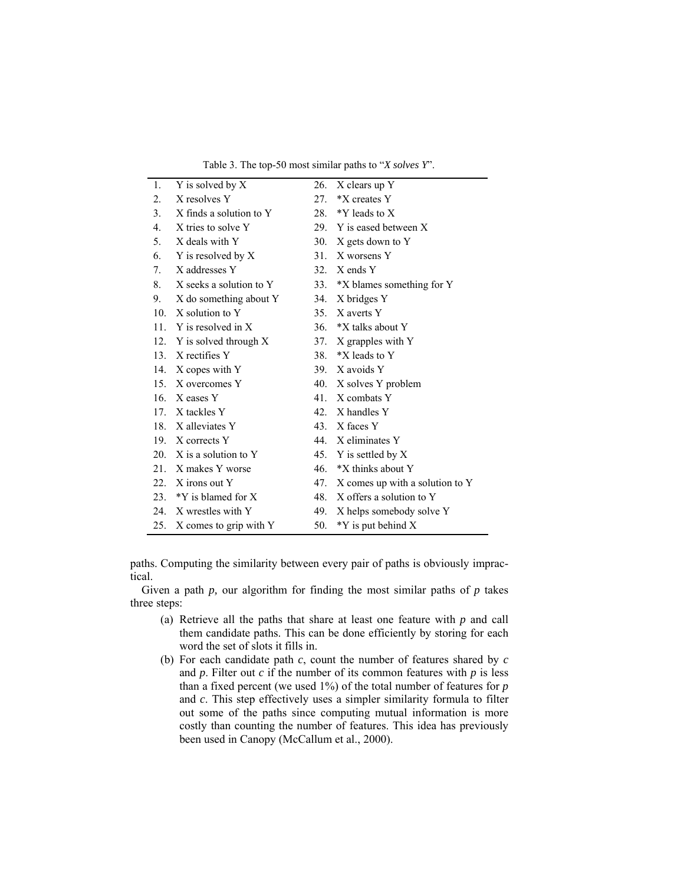Table 3. The top-50 most similar paths to "*X solves Y*".

| | | | |
|---|---|---|---|
| 1. | Y is solved by X | 26. | X clears up Y |
| 2. | X resolves Y | 27. | *X creates Y |
| 3. | X finds a solution to Y | 28. | *Y leads to X |
| 4. | X tries to solve Y | 29. | Y is eased between X |
| 5. | X deals with Y | 30. | X gets down to Y |
| 6. | Y is resolved by X | 31. | X worsens Y |
| 7. | X addresses Y | 32. | X ends Y |
| 8. | X seeks a solution to Y | 33. | *X blames something for Y |
| 9. | X do something about Y | 34. | X bridges Y |
| 10. | X solution to Y | 35. | X averts Y |
| 11. | Y is resolved in X | 36. | *X talks about Y |
| 12. | Y is solved through X | 37. | X grapples with Y |
| 13. | X rectifies Y | 38. | *X leads to Y |
| 14. | X copes with Y | 39. | X avoids Y |
| 15. | X overcomes Y | 40. | X solves Y problem |
| 16. | X eases Y | 41. | X combats Y |
| 17. | X tackles Y | 42. | X handles Y |
| 18. | X alleviates Y | 43. | X faces Y |
| 19. | X corrects Y | 44. | X eliminates Y |
| 20. | X is a solution to Y | 45. | Y is settled by X |
| 21. | X makes Y worse | 46. | *X thinks about Y |
| 22. | X irons out Y | 47. | X comes up with a solution to Y |
| 23. | *Y is blamed for X | 48. | X offers a solution to Y |
| 24. | X wrestles with Y | 49. | X helps somebody solve Y |
| 25. | X comes to grip with Y | 50. | *Y is put behind X |

paths. Computing the similarity between every pair of paths is obviously impractical.

Given a path *p*, our algorithm for finding the most similar paths of *p* takes three steps:

(a) Retrieve all the paths that share at least one feature with *p* and call them candidate paths. This can be done efficiently by storing for each word the set of slots it fills in.

(b) For each candidate path *c*, count the number of features shared by *c* and *p*. Filter out *c* if the number of its common features with *p* is less than a fixed percent (we used 1%) of the total number of features for *p* and *c*. This step effectively uses a simpler similarity formula to filter out some of the paths since computing mutual information is more costly than counting the number of features. This idea has previously been used in Canopy (McCallum et al., 2000).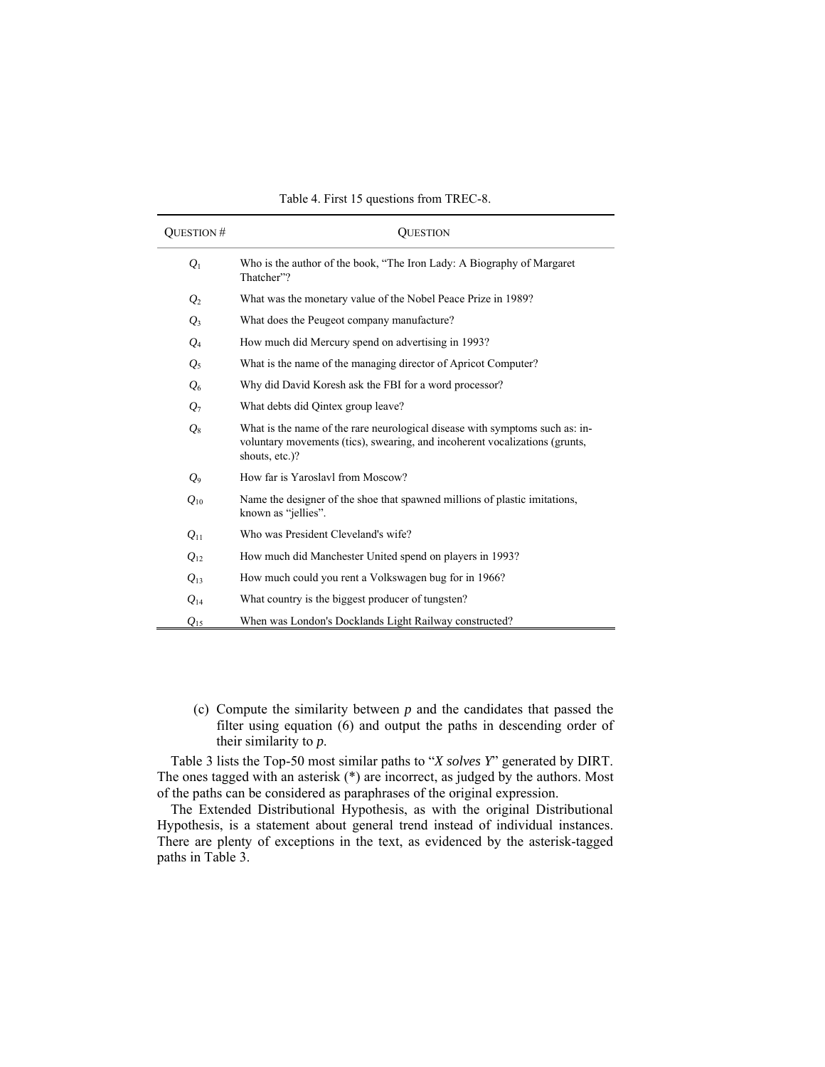Table 4. First 15 questions from TREC-8.

| QUESTION # | QUESTION |
|---|---|
| $Q_1$ | Who is the author of the book, "The Iron Lady: A Biography of Margaret Thatcher"? |
| $Q_2$ | What was the monetary value of the Nobel Peace Prize in 1989? |
| $Q_3$ | What does the Peugeot company manufacture? |
| $Q_4$ | How much did Mercury spend on advertising in 1993? |
| $Q_5$ | What is the name of the managing director of Apricot Computer? |
| $Q_6$ | Why did David Koresh ask the FBI for a word processor? |
| $Q_7$ | What debts did Qintex group leave? |
| $Q_8$ | What is the name of the rare neurological disease with symptoms such as: involuntary movements (tics), swearing, and incoherent vocalizations (grunts, shouts, etc.)? |
| $Q_9$ | How far is Yaroslavl from Moscow? |
| $Q_{10}$ | Name the designer of the shoe that spawned millions of plastic imitations, known as "jellies". |
| $Q_{11}$ | Who was President Cleveland's wife? |
| $Q_{12}$ | How much did Manchester United spend on players in 1993? |
| $Q_{13}$ | How much could you rent a Volkswagen bug for in 1966? |
| $Q_{14}$ | What country is the biggest producer of tungsten? |
| $Q_{15}$ | When was London's Docklands Light Railway constructed? |

(c) Compute the similarity between $p$ and the candidates that passed the filter using equation (6) and output the paths in descending order of their similarity to $p$.

Table 3 lists the Top-50 most similar paths to "*X solves Y*" generated by DIRT. The ones tagged with an asterisk (*) are incorrect, as judged by the authors. Most of the paths can be considered as paraphrases of the original expression.

The Extended Distributional Hypothesis, as with the original Distributional Hypothesis, is a statement about general trend instead of individual instances. There are plenty of exceptions in the text, as evidenced by the asterisk-tagged paths in Table 3.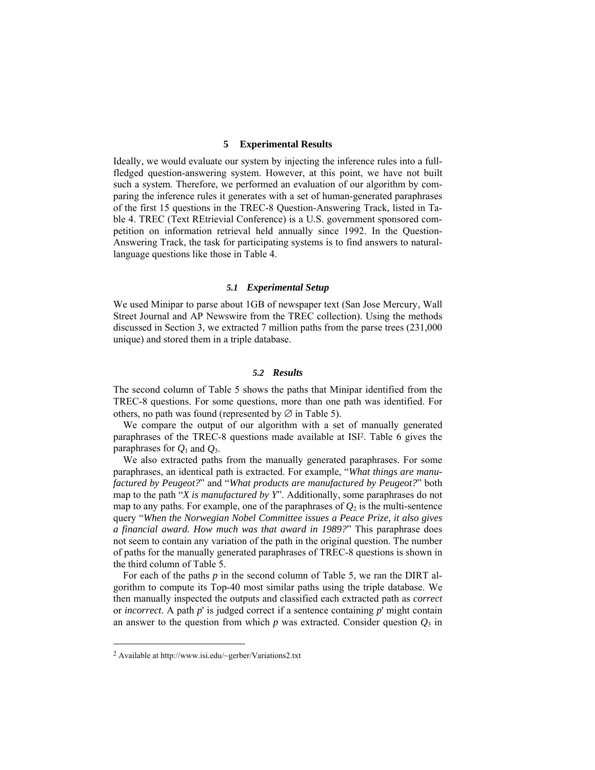## 5 Experimental Results

Ideally, we would evaluate our system by injecting the inference rules into a full-fledged question-answering system. However, at this point, we have not built such a system. Therefore, we performed an evaluation of our algorithm by comparing the inference rules it generates with a set of human-generated paraphrases of the first 15 questions in the TREC-8 Question-Answering Track, listed in Table 4. TREC (Text REtrievial Conference) is a U.S. government sponsored competition on information retrieval held annually since 1992. In the Question-Answering Track, the task for participating systems is to find answers to natural-language questions like those in Table 4.

### *5.1 Experimental Setup*

We used Minipar to parse about 1GB of newspaper text (San Jose Mercury, Wall Street Journal and AP Newswire from the TREC collection). Using the methods discussed in Section 3, we extracted 7 million paths from the parse trees (231,000 unique) and stored them in a triple database.

### *5.2 Results*

The second column of Table 5 shows the paths that Minipar identified from the TREC-8 questions. For some questions, more than one path was identified. For others, no path was found (represented by $\varnothing$ in Table 5).

We compare the output of our algorithm with a set of manually generated paraphrases of the TREC-8 questions made available at ISI[2]. Table 6 gives the paraphrases for $Q_1$ and $Q_3$.

We also extracted paths from the manually generated paraphrases. For some paraphrases, an identical path is extracted. For example, "*What things are manufactured by Peugeot?*" and "*What products are manufactured by Peugeot?*" both map to the path "*X is manufactured by Y*". Additionally, some paraphrases do not map to any paths. For example, one of the paraphrases of $Q_2$ is the multi-sentence query "*When the Norwegian Nobel Committee issues a Peace Prize, it also gives a financial award. How much was that award in 1989?*" This paraphrase does not seem to contain any variation of the path in the original question. The number of paths for the manually generated paraphrases of TREC-8 questions is shown in the third column of Table 5.

For each of the paths *p* in the second column of Table 5, we ran the DIRT algorithm to compute its Top-40 most similar paths using the triple database. We then manually inspected the outputs and classified each extracted path as *correct* or *incorrect*. A path *p*' is judged correct if a sentence containing *p*' might contain an answer to the question from which *p* was extracted. Consider question $Q_3$ in

---

[2] Available at http://www.isi.edu/~gerber/Variations2.txt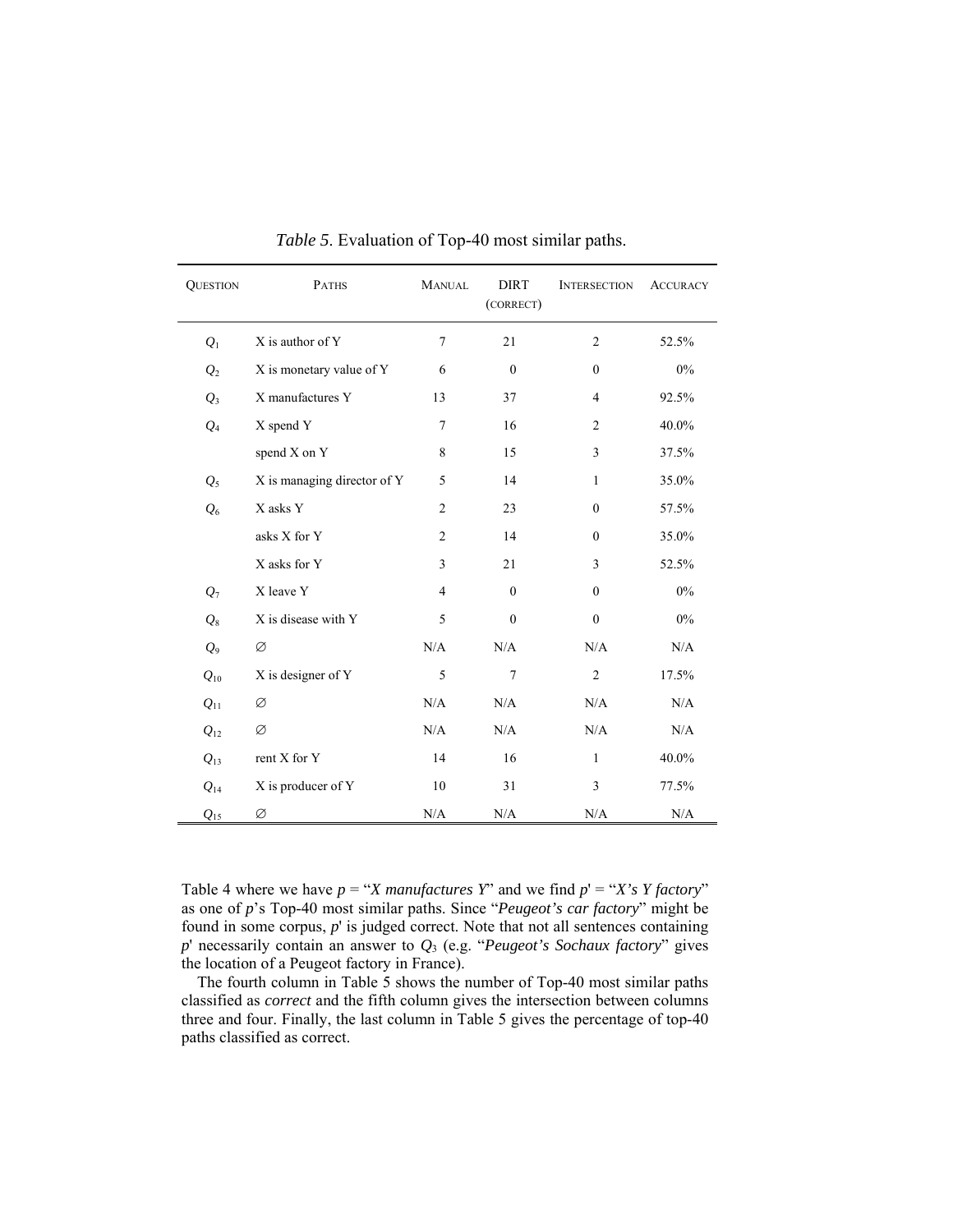*Table 5*. Evaluation of Top-40 most similar paths.

| Question | Paths | Manual | DIRT (correct) | Intersection | Accuracy |
|---|---|---|---|---|---|
| $Q_1$ | X is author of Y | 7 | 21 | 2 | 52.5% |
| $Q_2$ | X is monetary value of Y | 6 | 0 | 0 | 0% |
| $Q_3$ | X manufactures Y | 13 | 37 | 4 | 92.5% |
| $Q_4$ | X spend Y | 7 | 16 | 2 | 40.0% |
| | spend X on Y | 8 | 15 | 3 | 37.5% |
| $Q_5$ | X is managing director of Y | 5 | 14 | 1 | 35.0% |
| $Q_6$ | X asks Y | 2 | 23 | 0 | 57.5% |
| | asks X for Y | 2 | 14 | 0 | 35.0% |
| | X asks for Y | 3 | 21 | 3 | 52.5% |
| $Q_7$ | X leave Y | 4 | 0 | 0 | 0% |
| $Q_8$ | X is disease with Y | 5 | 0 | 0 | 0% |
| $Q_9$ | ∅ | N/A | N/A | N/A | N/A |
| $Q_{10}$ | X is designer of Y | 5 | 7 | 2 | 17.5% |
| $Q_{11}$ | ∅ | N/A | N/A | N/A | N/A |
| $Q_{12}$ | ∅ | N/A | N/A | N/A | N/A |
| $Q_{13}$ | rent X for Y | 14 | 16 | 1 | 40.0% |
| $Q_{14}$ | X is producer of Y | 10 | 31 | 3 | 77.5% |
| $Q_{15}$ | ∅ | N/A | N/A | N/A | N/A |

Table 4 where we have $p$ = "*X manufactures Y*" and we find $p'$ = "*X's Y factory*" as one of $p$'s Top-40 most similar paths. Since "*Peugeot's car factory*" might be found in some corpus, $p'$ is judged correct. Note that not all sentences containing $p'$ necessarily contain an answer to $Q_3$ (e.g. "*Peugeot's Sochaux factory*" gives the location of a Peugeot factory in France).

The fourth column in Table 5 shows the number of Top-40 most similar paths classified as *correct* and the fifth column gives the intersection between columns three and four. Finally, the last column in Table 5 gives the percentage of top-40 paths classified as correct.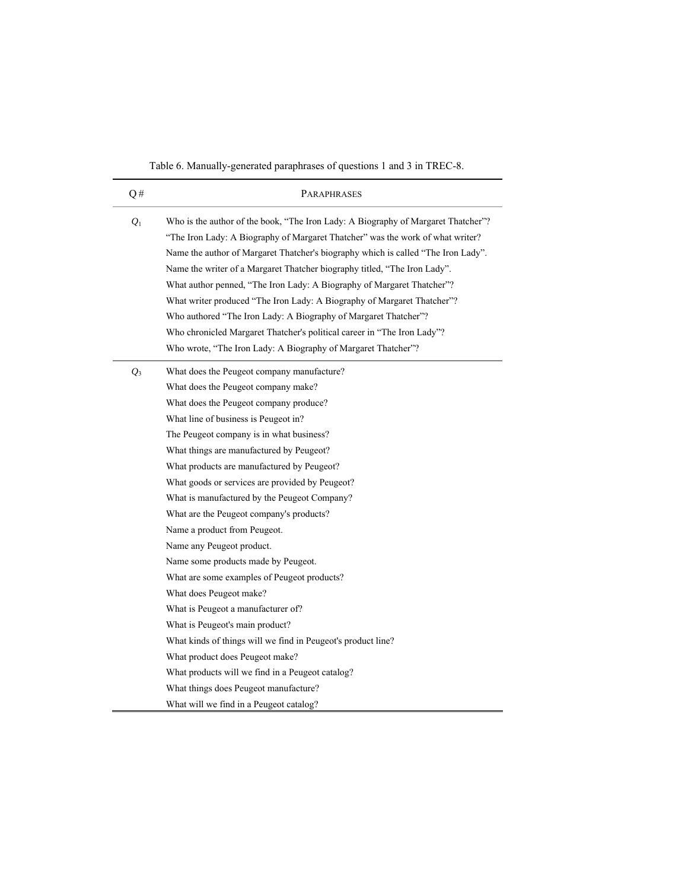Table 6. Manually-generated paraphrases of questions 1 and 3 in TREC-8.

| Q # | PARAPHRASES |
|---|---|
| $Q_1$ | Who is the author of the book, "The Iron Lady: A Biography of Margaret Thatcher"? |
| | "The Iron Lady: A Biography of Margaret Thatcher" was the work of what writer? |
| | Name the author of Margaret Thatcher's biography which is called "The Iron Lady". |
| | Name the writer of a Margaret Thatcher biography titled, "The Iron Lady". |
| | What author penned, "The Iron Lady: A Biography of Margaret Thatcher"? |
| | What writer produced "The Iron Lady: A Biography of Margaret Thatcher"? |
| | Who authored "The Iron Lady: A Biography of Margaret Thatcher"? |
| | Who chronicled Margaret Thatcher's political career in "The Iron Lady"? |
| | Who wrote, "The Iron Lady: A Biography of Margaret Thatcher"? |
| $Q_3$ | What does the Peugeot company manufacture? |
| | What does the Peugeot company make? |
| | What does the Peugeot company produce? |
| | What line of business is Peugeot in? |
| | The Peugeot company is in what business? |
| | What things are manufactured by Peugeot? |
| | What products are manufactured by Peugeot? |
| | What goods or services are provided by Peugeot? |
| | What is manufactured by the Peugeot Company? |
| | What are the Peugeot company's products? |
| | Name a product from Peugeot. |
| | Name any Peugeot product. |
| | Name some products made by Peugeot. |
| | What are some examples of Peugeot products? |
| | What does Peugeot make? |
| | What is Peugeot a manufacturer of? |
| | What is Peugeot's main product? |
| | What kinds of things will we find in Peugeot's product line? |
| | What product does Peugeot make? |
| | What products will we find in a Peugeot catalog? |
| | What things does Peugeot manufacture? |
| | What will we find in a Peugeot catalog? |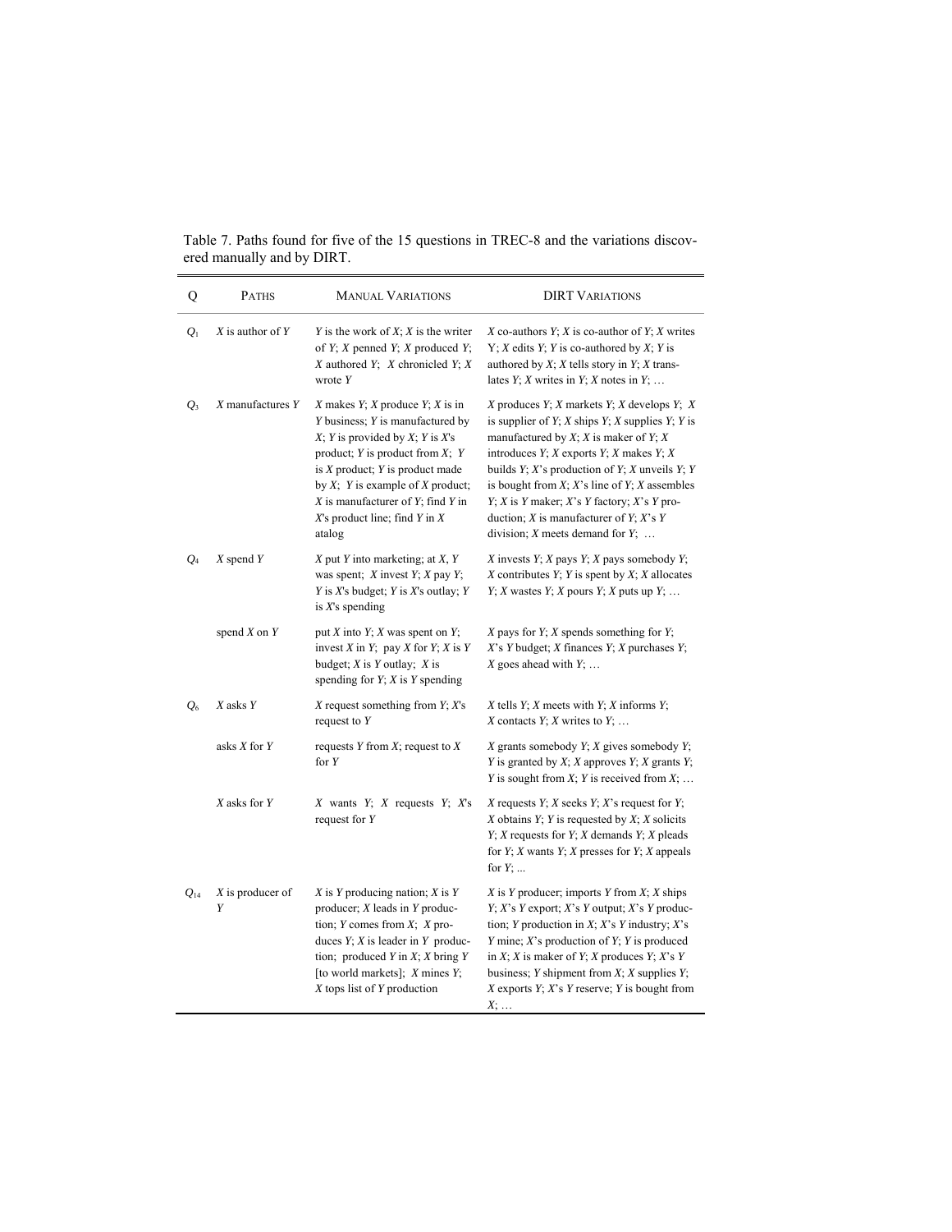Table 7. Paths found for five of the 15 questions in TREC-8 and the variations discovered manually and by DIRT.

| Q | PATHS | MANUAL VARIATIONS | DIRT VARIATIONS |
|---|---|---|---|
| $Q_1$ | *X* is author of *Y* | *Y* is the work of *X*; *X* is the writer of *Y*; *X* penned *Y*; *X* produced *Y*; *X* authored *Y*; *X* chronicled *Y*; *X* wrote *Y* | *X* co-authors *Y*; *X* is co-author of *Y*; *X* writes Y; *X* edits *Y*; *Y* is co-authored by *X*; *Y* is authored by *X*; *X* tells story in *Y*; *X* translates *Y*; *X* writes in *Y*; *X* notes in *Y*; … |
| $Q_3$ | *X* manufactures *Y* | *X* makes *Y*; *X* produce *Y*; *X* is in *Y* business; *Y* is manufactured by *X*; *Y* is provided by *X*; *Y* is *X*'s product; *Y* is product from *X*; *Y* is *X* product; *Y* is product made by *X*; *Y* is example of *X* product; *X* is manufacturer of *Y*; find *Y* in *X*'s product line; find *Y* in *X* atalog | *X* produces *Y*; *X* markets *Y*; *X* develops *Y*; *X* is supplier of *Y*; *X* ships *Y*; *X* supplies *Y*; *Y* is manufactured by *X*; *X* is maker of *Y*; *X* introduces *Y*; *X* exports *Y*; *X* makes *Y*; *X* builds *Y*; *X*'s production of *Y*; *X* unveils *Y*; *Y* is bought from *X*; *X*'s line of *Y*; *X* assembles *Y*; *X* is *Y* maker; *X*'s *Y* factory; *X*'s *Y* production; *X* is manufacturer of *Y*; *X*'s *Y* division; *X* meets demand for *Y*; … |
| $Q_4$ | *X* spend *Y* | *X* put *Y* into marketing; at *X*, *Y* was spent; *X* invest *Y*; *X* pay *Y*; *Y* is *X*'s budget; *Y* is *X*'s outlay; *Y* is *X*'s spending | *X* invests *Y*; *X* pays *Y*; *X* pays somebody *Y*; *X* contributes *Y*; *Y* is spent by *X*; *X* allocates *Y*; *X* wastes *Y*; *X* pours *Y*; *X* puts up *Y*; … |
| | spend *X* on *Y* | put *X* into *Y*; *X* was spent on *Y*; invest *X* in *Y*; pay *X* for *Y*; *X* is *Y* budget; *X* is *Y* outlay; *X* is spending for *Y*; *X* is *Y* spending | *X* pays for *Y*; *X* spends something for *Y*; *X*'s *Y* budget; *X* finances *Y*; *X* purchases *Y*; *X* goes ahead with *Y*; … |
| $Q_6$ | *X* asks *Y* | *X* request something from *Y*; *X*'s request to *Y* | *X* tells *Y*; *X* meets with *Y*; *X* informs *Y*; *X* contacts *Y*; *X* writes to *Y*; … |
| | asks *X* for *Y* | requests *Y* from *X*; request to *X* for *Y* | *X* grants somebody *Y*; *X* gives somebody *Y*; *Y* is granted by *X*; *X* approves *Y*; *X* grants *Y*; *Y* is sought from *X*; *Y* is received from *X*; … |
| | *X* asks for *Y* | *X* wants *Y*; *X* requests *Y*; *X*'s request for *Y* | *X* requests *Y*; *X* seeks *Y*; *X*'s request for *Y*; *X* obtains *Y*; *Y* is requested by *X*; *X* solicits *Y*; *X* requests for *Y*; *X* demands *Y*; *X* pleads for *Y*; *X* wants *Y*; *X* presses for *Y*; *X* appeals for *Y*; ... |
| $Q_{14}$ | *X* is producer of *Y* | *X* is *Y* producing nation; *X* is *Y* producer; *X* leads in *Y* production; *Y* comes from *X*; *X* produces *Y*; *X* is leader in *Y* production; produced *Y* in *X*; *X* bring *Y* [to world markets]; *X* mines *Y*; *X* tops list of *Y* production | *X* is *Y* producer; imports *Y* from *X*; *X* ships *Y*; *X*'s *Y* export; *X*'s *Y* output; *X*'s *Y* production; *Y* production in *X*; *X*'s *Y* industry; *X*'s *Y* mine; *X*'s production of *Y*; *Y* is produced in *X*; *X* is maker of *Y*; *X* produces *Y*; *X*'s *Y* business; *Y* shipment from *X*; *X* supplies *Y*; *X* exports *Y*; *X*'s *Y* reserve; *Y* is bought from *X*; … |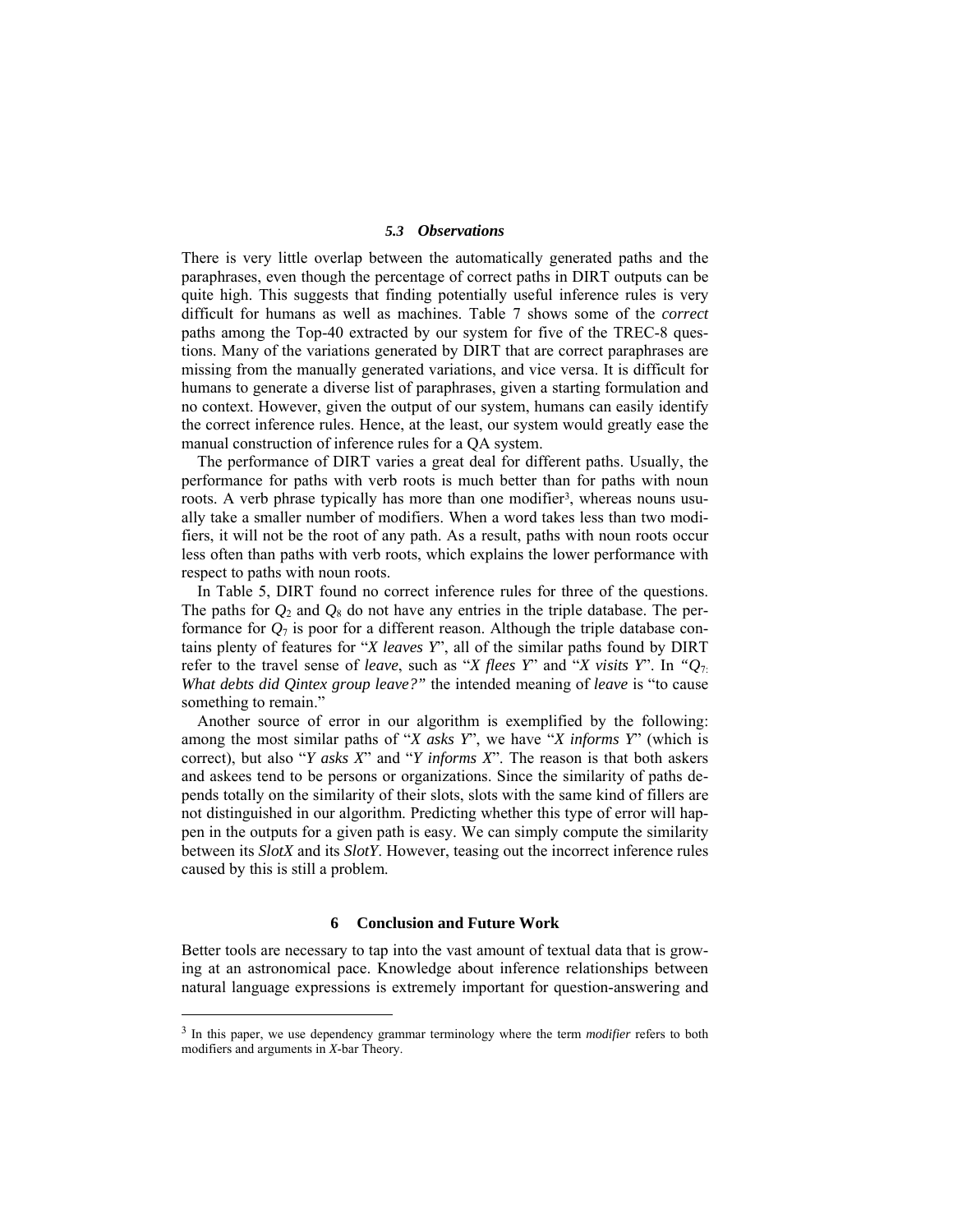### 5.3 Observations

There is very little overlap between the automatically generated paths and the paraphrases, even though the percentage of correct paths in DIRT outputs can be quite high. This suggests that finding potentially useful inference rules is very difficult for humans as well as machines. Table 7 shows some of the *correct* paths among the Top-40 extracted by our system for five of the TREC-8 questions. Many of the variations generated by DIRT that are correct paraphrases are missing from the manually generated variations, and vice versa. It is difficult for humans to generate a diverse list of paraphrases, given a starting formulation and no context. However, given the output of our system, humans can easily identify the correct inference rules. Hence, at the least, our system would greatly ease the manual construction of inference rules for a QA system.

The performance of DIRT varies a great deal for different paths. Usually, the performance for paths with verb roots is much better than for paths with noun roots. A verb phrase typically has more than one modifier[3], whereas nouns usually take a smaller number of modifiers. When a word takes less than two modifiers, it will not be the root of any path. As a result, paths with noun roots occur less often than paths with verb roots, which explains the lower performance with respect to paths with noun roots.

In Table 5, DIRT found no correct inference rules for three of the questions. The paths for $Q_2$ and $Q_8$ do not have any entries in the triple database. The performance for $Q_7$ is poor for a different reason. Although the triple database contains plenty of features for "*X leaves Y*", all of the similar paths found by DIRT refer to the travel sense of *leave*, such as "*X flees Y*" and "*X visits Y*". In *"$Q_7$: What debts did Qintex group leave?"* the intended meaning of *leave* is "to cause something to remain."

Another source of error in our algorithm is exemplified by the following: among the most similar paths of "*X asks Y*", we have "*X informs Y*" (which is correct), but also "*Y asks X*" and "*Y informs X*". The reason is that both askers and askees tend to be persons or organizations. Since the similarity of paths depends totally on the similarity of their slots, slots with the same kind of fillers are not distinguished in our algorithm. Predicting whether this type of error will happen in the outputs for a given path is easy. We can simply compute the similarity between its *SlotX* and its *SlotY*. However, teasing out the incorrect inference rules caused by this is still a problem.

## 6 Conclusion and Future Work

Better tools are necessary to tap into the vast amount of textual data that is growing at an astronomical pace. Knowledge about inference relationships between natural language expressions is extremely important for question-answering and

[3] In this paper, we use dependency grammar terminology where the term *modifier* refers to both modifiers and arguments in *X*-bar Theory.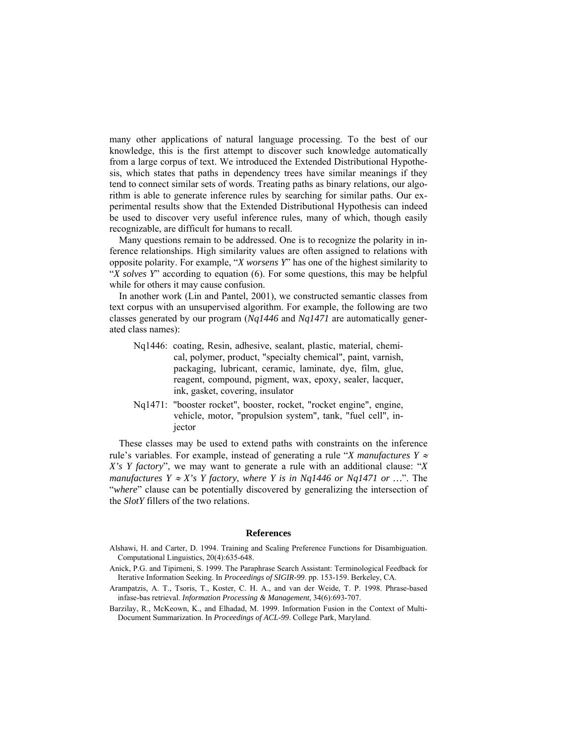many other applications of natural language processing. To the best of our knowledge, this is the first attempt to discover such knowledge automatically from a large corpus of text. We introduced the Extended Distributional Hypothesis, which states that paths in dependency trees have similar meanings if they tend to connect similar sets of words. Treating paths as binary relations, our algorithm is able to generate inference rules by searching for similar paths. Our experimental results show that the Extended Distributional Hypothesis can indeed be used to discover very useful inference rules, many of which, though easily recognizable, are difficult for humans to recall.

Many questions remain to be addressed. One is to recognize the polarity in inference relationships. High similarity values are often assigned to relations with opposite polarity. For example, "*X worsens Y*" has one of the highest similarity to "*X solves Y*" according to equation (6). For some questions, this may be helpful while for others it may cause confusion.

In another work (Lin and Pantel, 2001), we constructed semantic classes from text corpus with an unsupervised algorithm. For example, the following are two classes generated by our program (*Nq1446* and *Nq1471* are automatically generated class names):

- Nq1446: coating, Resin, adhesive, sealant, plastic, material, chemical, polymer, product, "specialty chemical", paint, varnish, packaging, lubricant, ceramic, laminate, dye, film, glue, reagent, compound, pigment, wax, epoxy, sealer, lacquer, ink, gasket, covering, insulator
- Nq1471: "booster rocket", booster, rocket, "rocket engine", engine, vehicle, motor, "propulsion system", tank, "fuel cell", injector

These classes may be used to extend paths with constraints on the inference rule's variables. For example, instead of generating a rule "*X manufactures Y* $\approx$ *X's Y factory*", we may want to generate a rule with an additional clause: "*X manufactures Y* $\approx$ *X's Y factory*, *where Y is in Nq1446 or Nq1471 or* …". The "*where*" clause can be potentially discovered by generalizing the intersection of the *SlotY* fillers of the two relations.

## References

Alshawi, H. and Carter, D. 1994. Training and Scaling Preference Functions for Disambiguation. Computational Linguistics, 20(4):635-648.

Anick, P.G. and Tipirneni, S. 1999. The Paraphrase Search Assistant: Terminological Feedback for Iterative Information Seeking. In *Proceedings of SIGIR-99*. pp. 153-159. Berkeley, CA.

Arampatzis, A. T., Tsoris, T., Koster, C. H. A., and van der Weide, T. P. 1998. Phrase-based infase-bas retrieval. *Information Processing & Management*, 34(6):693-707.

Barzilay, R., McKeown, K., and Elhadad, M. 1999. Information Fusion in the Context of Multi-Document Summarization. In *Proceedings of ACL-99*. College Park, Maryland.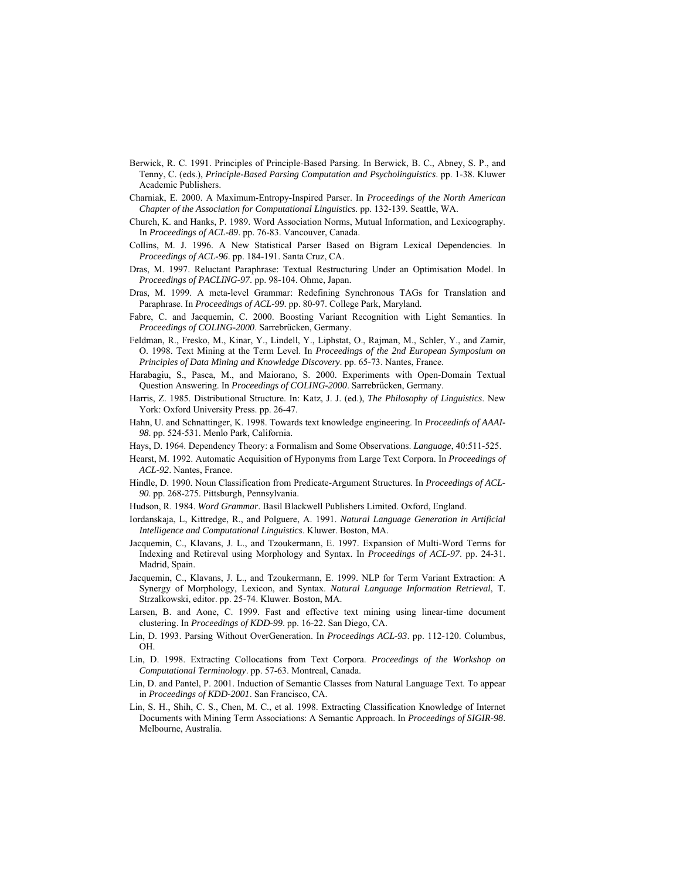Berwick, R. C. 1991. Principles of Principle-Based Parsing. In Berwick, B. C., Abney, S. P., and Tenny, C. (eds.), *Principle-Based Parsing Computation and Psycholinguistics*. pp. 1-38. Kluwer Academic Publishers.

Charniak, E. 2000. A Maximum-Entropy-Inspired Parser. In *Proceedings of the North American Chapter of the Association for Computational Linguistics*. pp. 132-139. Seattle, WA.

Church, K. and Hanks, P. 1989. Word Association Norms, Mutual Information, and Lexicography. In *Proceedings of ACL-89*. pp. 76-83. Vancouver, Canada.

Collins, M. J. 1996. A New Statistical Parser Based on Bigram Lexical Dependencies. In *Proceedings of ACL-96*. pp. 184-191. Santa Cruz, CA.

Dras, M. 1997. Reluctant Paraphrase: Textual Restructuring Under an Optimisation Model. In *Proceedings of PACLING-97*. pp. 98-104. Ohme, Japan.

Dras, M. 1999. A meta-level Grammar: Redefining Synchronous TAGs for Translation and Paraphrase. In *Proceedings of ACL-99*. pp. 80-97. College Park, Maryland.

Fabre, C. and Jacquemin, C. 2000. Boosting Variant Recognition with Light Semantics. In *Proceedings of COLING-2000*. Sarrebrücken, Germany.

Feldman, R., Fresko, M., Kinar, Y., Lindell, Y., Liphstat, O., Rajman, M., Schler, Y., and Zamir, O. 1998. Text Mining at the Term Level. In *Proceedings of the 2nd European Symposium on Principles of Data Mining and Knowledge Discovery*. pp. 65-73. Nantes, France.

Harabagiu, S., Pasca, M., and Maiorano, S. 2000. Experiments with Open-Domain Textual Question Answering. In *Proceedings of COLING-2000*. Sarrebrücken, Germany.

Harris, Z. 1985. Distributional Structure. In: Katz, J. J. (ed.), *The Philosophy of Linguistics*. New York: Oxford University Press. pp. 26-47.

Hahn, U. and Schnattinger, K. 1998. Towards text knowledge engineering. In *Proceedinfs of AAAI-98*. pp. 524-531. Menlo Park, California.

Hays, D. 1964. Dependency Theory: a Formalism and Some Observations. *Language*, 40:511-525.

Hearst, M. 1992. Automatic Acquisition of Hyponyms from Large Text Corpora. In *Proceedings of ACL-92*. Nantes, France.

Hindle, D. 1990. Noun Classification from Predicate-Argument Structures. In *Proceedings of ACL-90*. pp. 268-275. Pittsburgh, Pennsylvania.

Hudson, R. 1984. *Word Grammar*. Basil Blackwell Publishers Limited. Oxford, England.

Iordanskaja, L, Kittredge, R., and Polguere, A. 1991. *Natural Language Generation in Artificial Intelligence and Computational Linguistics*. Kluwer. Boston, MA.

Jacquemin, C., Klavans, J. L., and Tzoukermann, E. 1997. Expansion of Multi-Word Terms for Indexing and Retrieval using Morphology and Syntax. In *Proceedings of ACL-97*. pp. 24-31. Madrid, Spain.

Jacquemin, C., Klavans, J. L., and Tzoukermann, E. 1999. NLP for Term Variant Extraction: A Synergy of Morphology, Lexicon, and Syntax. *Natural Language Information Retrieval*, T. Strzalkowski, editor. pp. 25-74. Kluwer. Boston, MA.

Larsen, B. and Aone, C. 1999. Fast and effective text mining using linear-time document clustering. In *Proceedings of KDD-99*. pp. 16-22. San Diego, CA.

Lin, D. 1993. Parsing Without OverGeneration. In *Proceedings ACL-93*. pp. 112-120. Columbus, OH.

Lin, D. 1998. Extracting Collocations from Text Corpora. *Proceedings of the Workshop on Computational Terminology*. pp. 57-63. Montreal, Canada.

Lin, D. and Pantel, P. 2001. Induction of Semantic Classes from Natural Language Text. To appear in *Proceedings of KDD-2001*. San Francisco, CA.

Lin, S. H., Shih, C. S., Chen, M. C., et al. 1998. Extracting Classification Knowledge of Internet Documents with Mining Term Associations: A Semantic Approach. In *Proceedings of SIGIR-98*. Melbourne, Australia.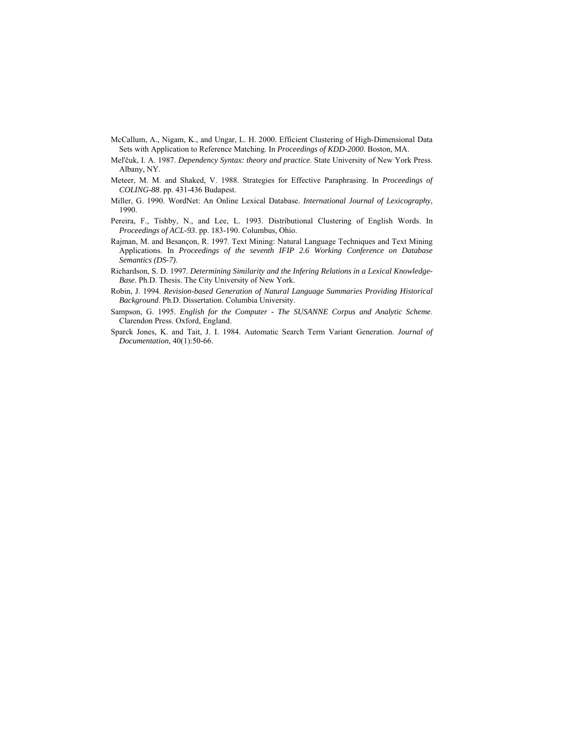McCallum, A., Nigam, K., and Ungar, L. H. 2000. Efficient Clustering of High-Dimensional Data Sets with Application to Reference Matching. In *Proceedings of KDD-2000*. Boston, MA.

Mel'čuk, I. A. 1987. *Dependency Syntax: theory and practice*. State University of New York Press. Albany, NY.

Meteer, M. M. and Shaked, V. 1988. Strategies for Effective Paraphrasing. In *Proceedings of COLING-88*. pp. 431-436 Budapest.

Miller, G. 1990. WordNet: An Online Lexical Database. *International Journal of Lexicography*, 1990.

Pereira, F., Tishby, N., and Lee, L. 1993. Distributional Clustering of English Words. In *Proceedings of ACL-93*. pp. 183-190. Columbus, Ohio.

Rajman, M. and Besançon, R. 1997. Text Mining: Natural Language Techniques and Text Mining Applications. In *Proceedings of the seventh IFIP 2.6 Working Conference on Database Semantics (DS-7)*.

Richardson, S. D. 1997. *Determining Similarity and the Infering Relations in a Lexical Knowledge-Base*. Ph.D. Thesis. The City University of New York.

Robin, J. 1994. *Revision-based Generation of Natural Language Summaries Providing Historical Background*. Ph.D. Dissertation. Columbia University.

Sampson, G. 1995. *English for the Computer - The SUSANNE Corpus and Analytic Scheme*. Clarendon Press. Oxford, England.

Sparck Jones, K. and Tait, J. I. 1984. Automatic Search Term Variant Generation. *Journal of Documentation*, 40(1):50-66.